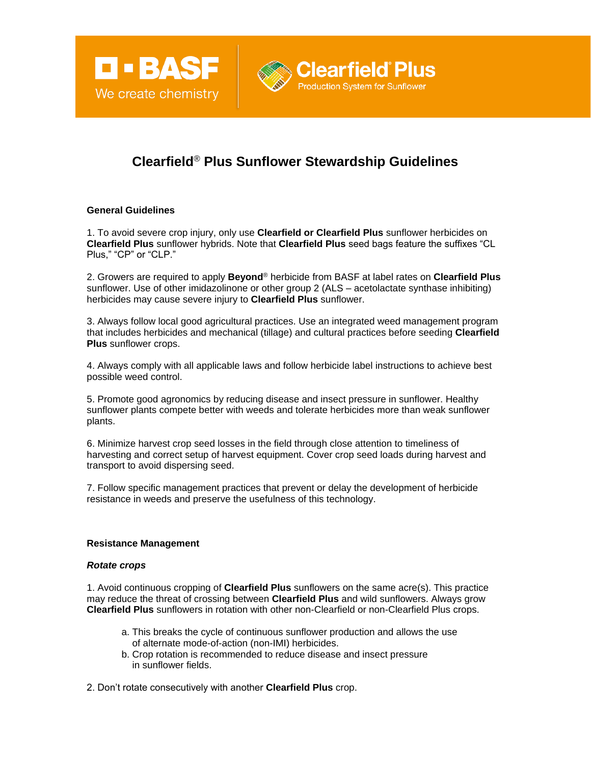BASF

We create chemistry

Clearfield® Plus

Production System for Sunflower

# Clearfield® Plus Sunflower Stewardship Guidelines

**General Guidelines**

1. To avoid severe crop injury, only use **Clearfield or Clearfield Plus** sunflower herbicides on **Clearfield Plus** sunflower hybrids. Note that **Clearfield Plus** seed bags feature the suffixes “CL Plus,” “CP” or “CLP.”

2. Growers are required to apply **Beyond**® herbicide from BASF at label rates on **Clearfield Plus** sunflower. Use of other imidazolinone or other group 2 (ALS – acetolactate synthase inhibiting) herbicides may cause severe injury to **Clearfield Plus** sunflower.

3. Always follow local good agricultural practices. Use an integrated weed management program that includes herbicides and mechanical (tillage) and cultural practices before seeding **Clearfield Plus** sunflower crops.

4. Always comply with all applicable laws and follow herbicide label instructions to achieve best possible weed control.

5. Promote good agronomics by reducing disease and insect pressure in sunflower. Healthy sunflower plants compete better with weeds and tolerate herbicides more than weak sunflower plants.

6. Minimize harvest crop seed losses in the field through close attention to timeliness of harvesting and correct setup of harvest equipment. Cover crop seed loads during harvest and transport to avoid dispersing seed.

7. Follow specific management practices that prevent or delay the development of herbicide resistance in weeds and preserve the usefulness of this technology.

**Resistance Management**

***Rotate crops***

1. Avoid continuous cropping of **Clearfield Plus** sunflowers on the same acre(s). This practice may reduce the threat of crossing between **Clearfield Plus** and wild sunflowers. Always grow **Clearfield Plus** sunflowers in rotation with other non-Clearfield or non-Clearfield Plus crops.

   a. This breaks the cycle of continuous sunflower production and allows the use of alternate mode-of-action (non-IMI) herbicides.
   b. Crop rotation is recommended to reduce disease and insect pressure in sunflower fields.

2. Don’t rotate consecutively with another **Clearfield Plus** crop.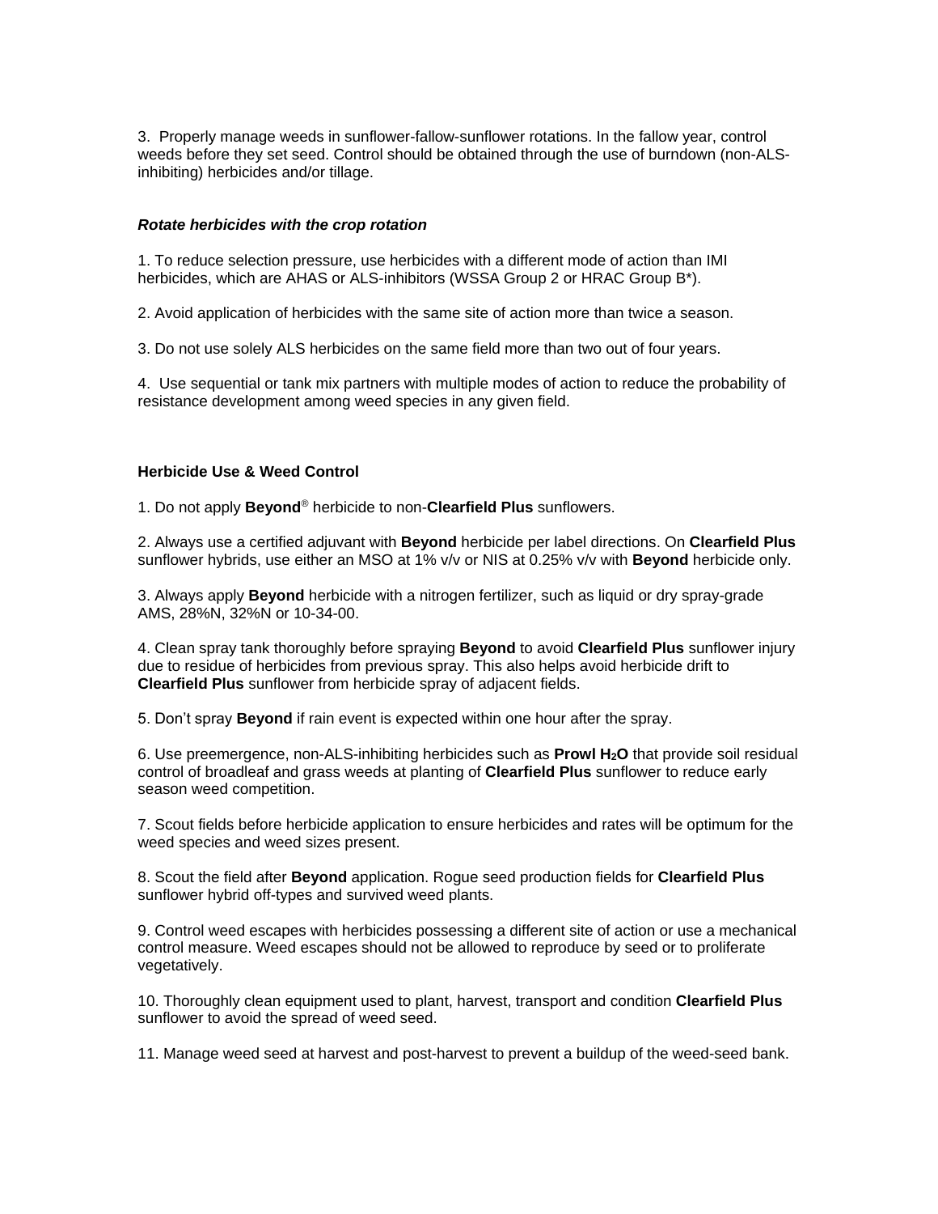3. Properly manage weeds in sunflower-fallow-sunflower rotations. In the fallow year, control weeds before they set seed. Control should be obtained through the use of burndown (non-ALS-inhibiting) herbicides and/or tillage.

***Rotate herbicides with the crop rotation***

1. To reduce selection pressure, use herbicides with a different mode of action than IMI herbicides, which are AHAS or ALS-inhibitors (WSSA Group 2 or HRAC Group B*).

2. Avoid application of herbicides with the same site of action more than twice a season.

3. Do not use solely ALS herbicides on the same field more than two out of four years.

4. Use sequential or tank mix partners with multiple modes of action to reduce the probability of resistance development among weed species in any given field.

**Herbicide Use & Weed Control**

1. Do not apply **Beyond**® herbicide to non-**Clearfield Plus** sunflowers.

2. Always use a certified adjuvant with **Beyond** herbicide per label directions. On **Clearfield Plus** sunflower hybrids, use either an MSO at 1% v/v or NIS at 0.25% v/v with **Beyond** herbicide only.

3. Always apply **Beyond** herbicide with a nitrogen fertilizer, such as liquid or dry spray-grade AMS, 28%N, 32%N or 10-34-00.

4. Clean spray tank thoroughly before spraying **Beyond** to avoid **Clearfield Plus** sunflower injury due to residue of herbicides from previous spray. This also helps avoid herbicide drift to **Clearfield Plus** sunflower from herbicide spray of adjacent fields.

5. Don't spray **Beyond** if rain event is expected within one hour after the spray.

6. Use preemergence, non-ALS-inhibiting herbicides such as **Prowl $H_2O$** that provide soil residual control of broadleaf and grass weeds at planting of **Clearfield Plus** sunflower to reduce early season weed competition.

7. Scout fields before herbicide application to ensure herbicides and rates will be optimum for the weed species and weed sizes present.

8. Scout the field after **Beyond** application. Rogue seed production fields for **Clearfield Plus** sunflower hybrid off-types and survived weed plants.

9. Control weed escapes with herbicides possessing a different site of action or use a mechanical control measure. Weed escapes should not be allowed to reproduce by seed or to proliferate vegetatively.

10. Thoroughly clean equipment used to plant, harvest, transport and condition **Clearfield Plus** sunflower to avoid the spread of weed seed.

11. Manage weed seed at harvest and post-harvest to prevent a buildup of the weed-seed bank.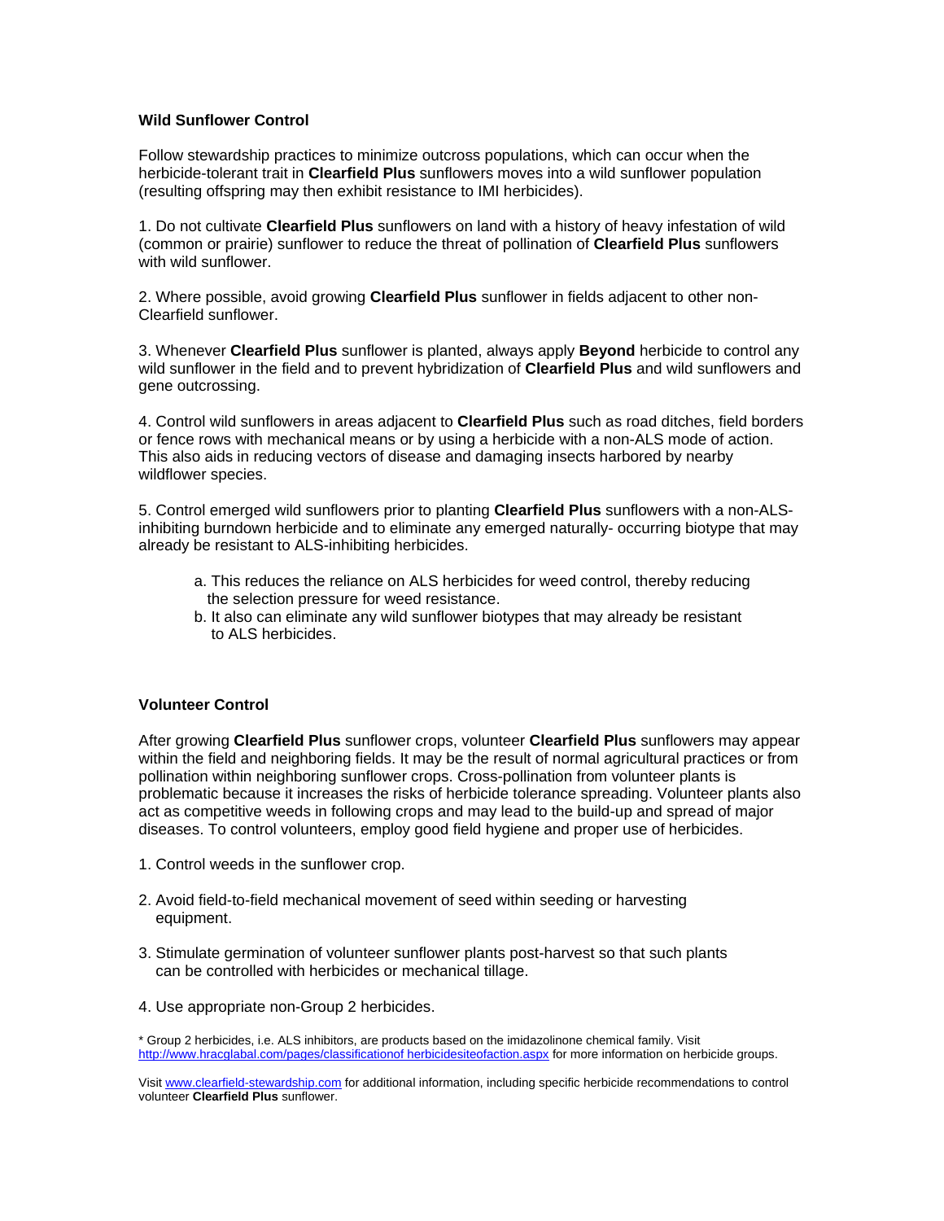**Wild Sunflower Control**

Follow stewardship practices to minimize outcross populations, which can occur when the herbicide-tolerant trait in **Clearfield Plus** sunflowers moves into a wild sunflower population (resulting offspring may then exhibit resistance to IMI herbicides).

1. Do not cultivate **Clearfield Plus** sunflowers on land with a history of heavy infestation of wild (common or prairie) sunflower to reduce the threat of pollination of **Clearfield Plus** sunflowers with wild sunflower.

2. Where possible, avoid growing **Clearfield Plus** sunflower in fields adjacent to other non-Clearfield sunflower.

3. Whenever **Clearfield Plus** sunflower is planted, always apply **Beyond** herbicide to control any wild sunflower in the field and to prevent hybridization of **Clearfield Plus** and wild sunflowers and gene outcrossing.

4. Control wild sunflowers in areas adjacent to **Clearfield Plus** such as road ditches, field borders or fence rows with mechanical means or by using a herbicide with a non-ALS mode of action. This also aids in reducing vectors of disease and damaging insects harbored by nearby wildflower species.

5. Control emerged wild sunflowers prior to planting **Clearfield Plus** sunflowers with a non-ALS-inhibiting burndown herbicide and to eliminate any emerged naturally- occurring biotype that may already be resistant to ALS-inhibiting herbicides.

   a. This reduces the reliance on ALS herbicides for weed control, thereby reducing the selection pressure for weed resistance.
   b. It also can eliminate any wild sunflower biotypes that may already be resistant to ALS herbicides.

**Volunteer Control**

After growing **Clearfield Plus** sunflower crops, volunteer **Clearfield Plus** sunflowers may appear within the field and neighboring fields. It may be the result of normal agricultural practices or from pollination within neighboring sunflower crops. Cross-pollination from volunteer plants is problematic because it increases the risks of herbicide tolerance spreading. Volunteer plants also act as competitive weeds in following crops and may lead to the build-up and spread of major diseases. To control volunteers, employ good field hygiene and proper use of herbicides.

1. Control weeds in the sunflower crop.

2. Avoid field-to-field mechanical movement of seed within seeding or harvesting equipment.

3. Stimulate germination of volunteer sunflower plants post-harvest so that such plants can be controlled with herbicides or mechanical tillage.

4. Use appropriate non-Group 2 herbicides.

* Group 2 herbicides, i.e. ALS inhibitors, are products based on the imidazolinone chemical family. Visit http://www.hracglabal.com/pages/classificationof herbicidesiteofaction.aspx for more information on herbicide groups.

Visit www.clearfield-stewardship.com for additional information, including specific herbicide recommendations to control volunteer **Clearfield Plus** sunflower.